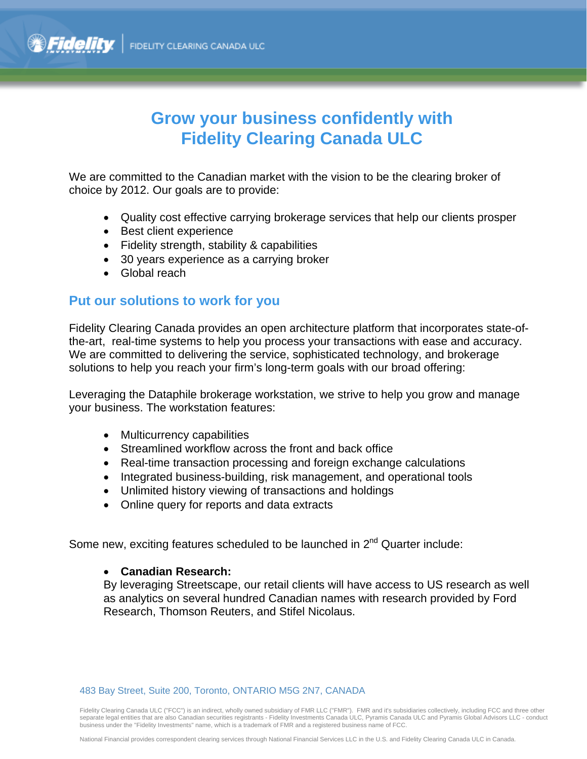FIDELITY CLEARING CANADA ULC

# Grow your business confidently with Fidelity Clearing Canada ULC

We are committed to the Canadian market with the vision to be the clearing broker of choice by 2012. Our goals are to provide:

- Quality cost effective carrying brokerage services that help our clients prosper
- Best client experience
- Fidelity strength, stability & capabilities
- 30 years experience as a carrying broker
- Global reach

## Put our solutions to work for you

Fidelity Clearing Canada provides an open architecture platform that incorporates state-of-the-art, real-time systems to help you process your transactions with ease and accuracy. We are committed to delivering the service, sophisticated technology, and brokerage solutions to help you reach your firm's long-term goals with our broad offering:

Leveraging the Dataphile brokerage workstation, we strive to help you grow and manage your business. The workstation features:

- Multicurrency capabilities
- Streamlined workflow across the front and back office
- Real-time transaction processing and foreign exchange calculations
- Integrated business-building, risk management, and operational tools
- Unlimited history viewing of transactions and holdings
- Online query for reports and data extracts

Some new, exciting features scheduled to be launched in 2nd Quarter include:

- **Canadian Research:**
  By leveraging Streetscape, our retail clients will have access to US research as well as analytics on several hundred Canadian names with research provided by Ford Research, Thomson Reuters, and Stifel Nicolaus.

483 Bay Street, Suite 200, Toronto, ONTARIO M5G 2N7, CANADA

Fidelity Clearing Canada ULC ("FCC") is an indirect, wholly owned subsidiary of FMR LLC ("FMR"). FMR and it's subsidiaries collectively, including FCC and three other separate legal entities that are also Canadian securities registrants - Fidelity Investments Canada ULC, Pyramis Canada ULC and Pyramis Global Advisors LLC - conduct business under the "Fidelity Investments" name, which is a trademark of FMR and a registered business name of FCC.

National Financial provides correspondent clearing services through National Financial Services LLC in the U.S. and Fidelity Clearing Canada ULC in Canada.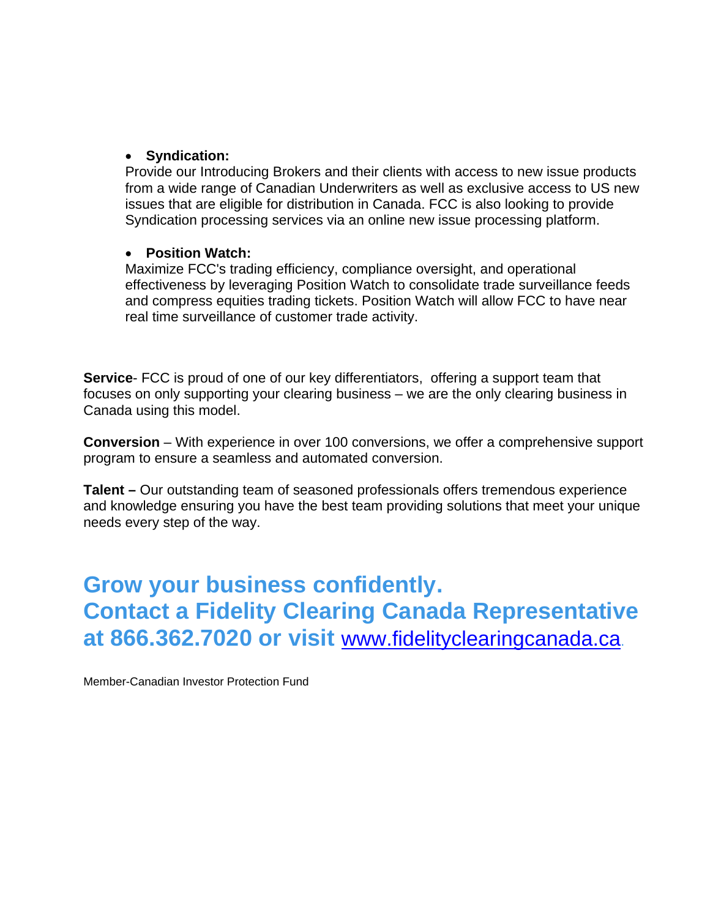- **Syndication:**
Provide our Introducing Brokers and their clients with access to new issue products from a wide range of Canadian Underwriters as well as exclusive access to US new issues that are eligible for distribution in Canada. FCC is also looking to provide Syndication processing services via an online new issue processing platform.

- **Position Watch:**
Maximize FCC's trading efficiency, compliance oversight, and operational effectiveness by leveraging Position Watch to consolidate trade surveillance feeds and compress equities trading tickets. Position Watch will allow FCC to have near real time surveillance of customer trade activity.

**Service**- FCC is proud of one of our key differentiators, offering a support team that focuses on only supporting your clearing business – we are the only clearing business in Canada using this model.

**Conversion** – With experience in over 100 conversions, we offer a comprehensive support program to ensure a seamless and automated conversion.

**Talent –** Our outstanding team of seasoned professionals offers tremendous experience and knowledge ensuring you have the best team providing solutions that meet your unique needs every step of the way.

## Grow your business confidently.
## Contact a Fidelity Clearing Canada Representative at 866.362.7020 or visit www.fidelityclearingcanada.ca.

Member-Canadian Investor Protection Fund